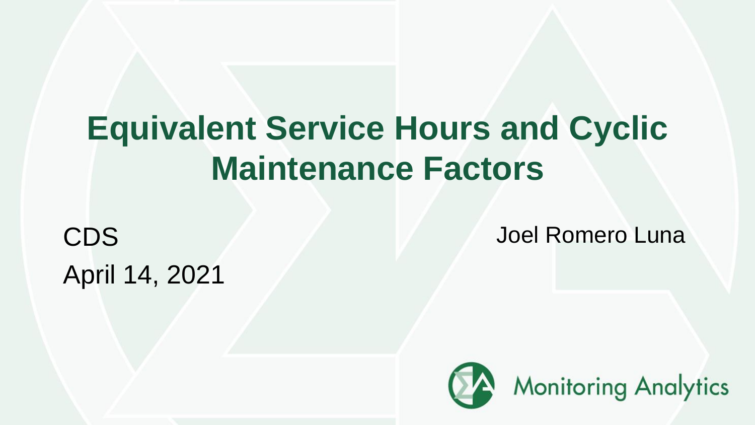# Equivalent Service Hours and Cyclic Maintenance Factors

CDS

April 14, 2021

Joel Romero Luna

Monitoring Analytics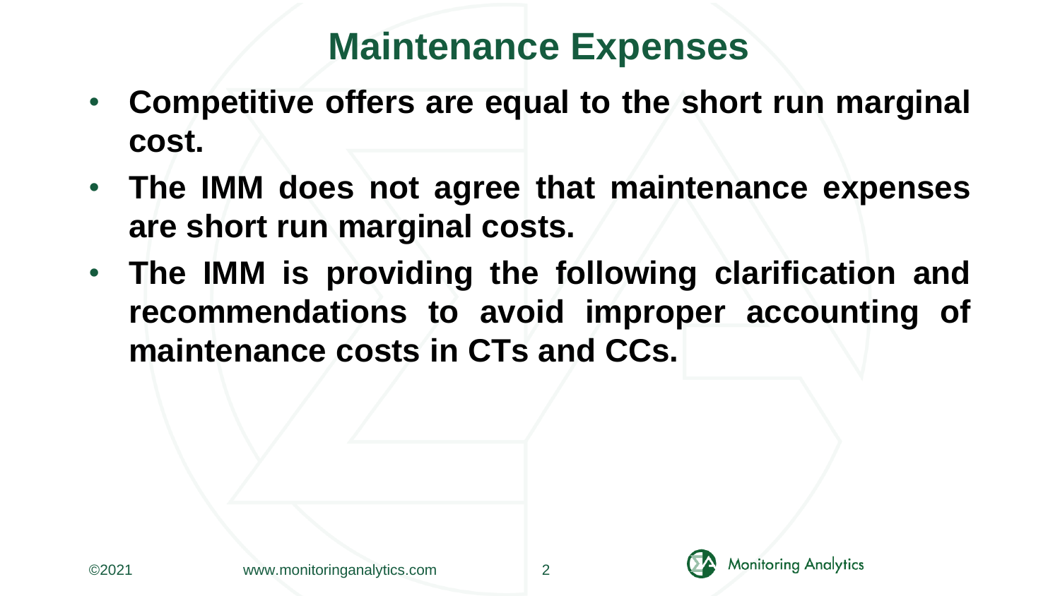# Maintenance Expenses

- **Competitive offers are equal to the short run marginal cost.**
- **The IMM does not agree that maintenance expenses are short run marginal costs.**
- **The IMM is providing the following clarification and recommendations to avoid improper accounting of maintenance costs in CTs and CCs.**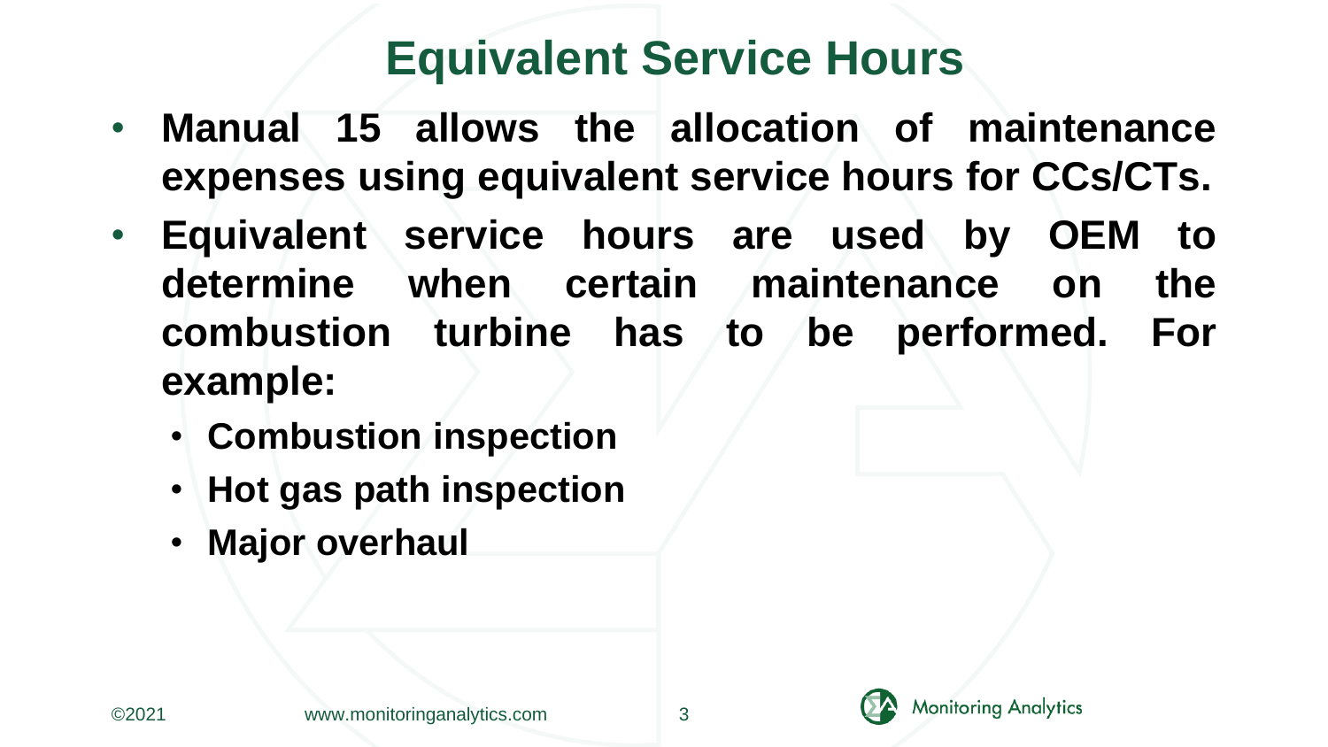# Equivalent Service Hours

- **Manual 15 allows the allocation of maintenance expenses using equivalent service hours for CCs/CTs.**
- **Equivalent service hours are used by OEM to determine when certain maintenance on the combustion turbine has to be performed. For example:**
  - **Combustion inspection**
  - **Hot gas path inspection**
  - **Major overhaul**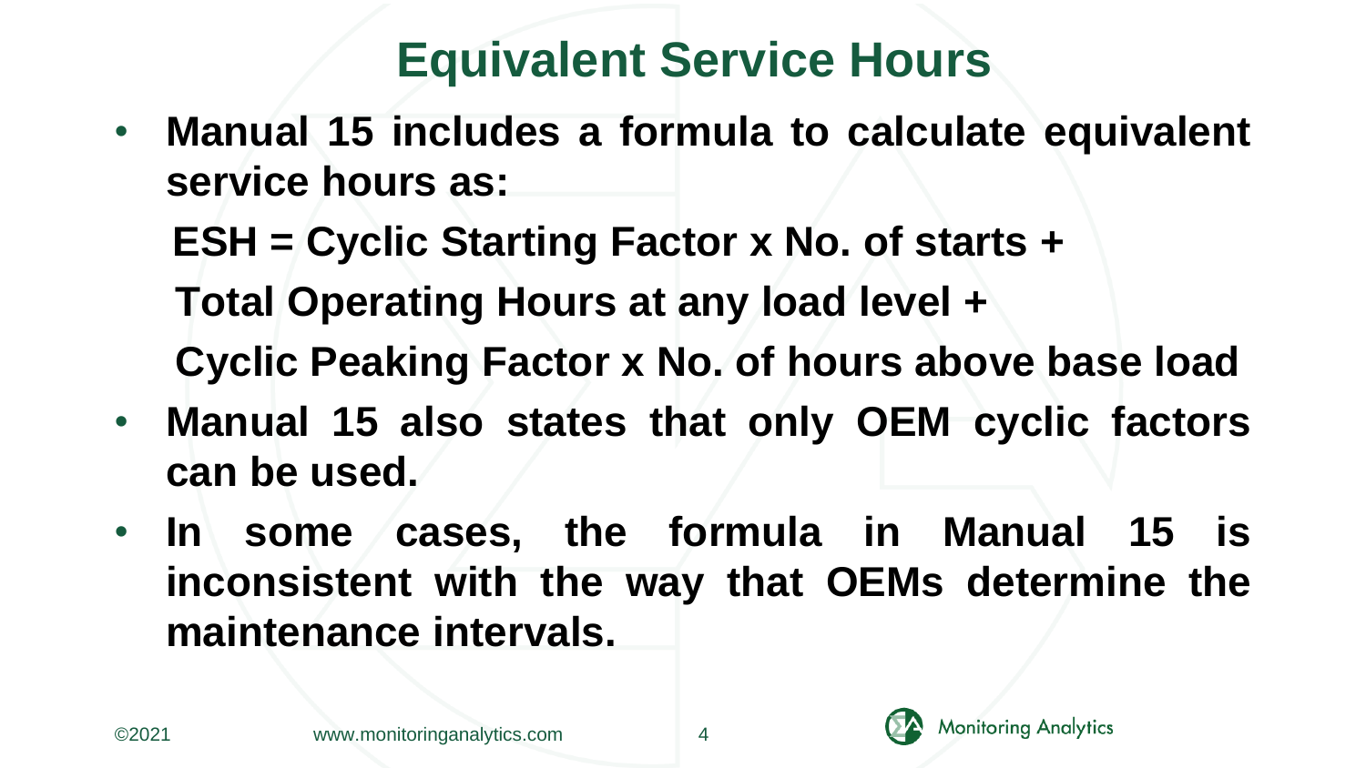# Equivalent Service Hours

- **Manual 15 includes a formula to calculate equivalent service hours as:**

  **ESH = Cyclic Starting Factor x No. of starts +**

  **Total Operating Hours at any load level +**

  **Cyclic Peaking Factor x No. of hours above base load**

- **Manual 15 also states that only OEM cyclic factors can be used.**
- **In some cases, the formula in Manual 15 is inconsistent with the way that OEMs determine the maintenance intervals.**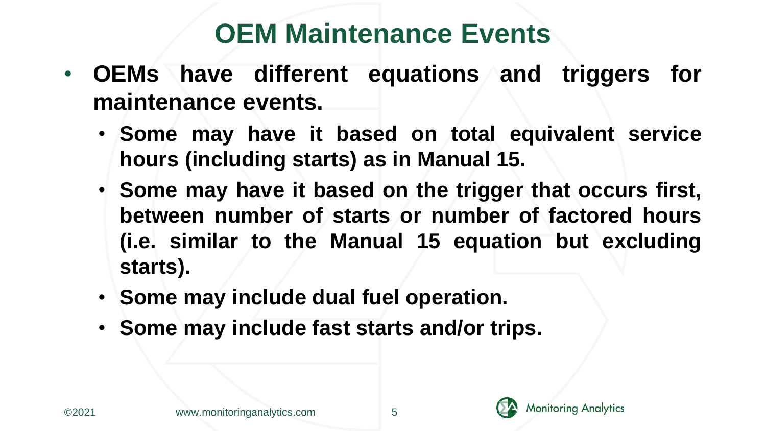# OEM Maintenance Events

- **OEMs have different equations and triggers for maintenance events.**
  - **Some may have it based on total equivalent service hours (including starts) as in Manual 15.**
  - **Some may have it based on the trigger that occurs first, between number of starts or number of factored hours (i.e. similar to the Manual 15 equation but excluding starts).**
  - **Some may include dual fuel operation.**
  - **Some may include fast starts and/or trips.**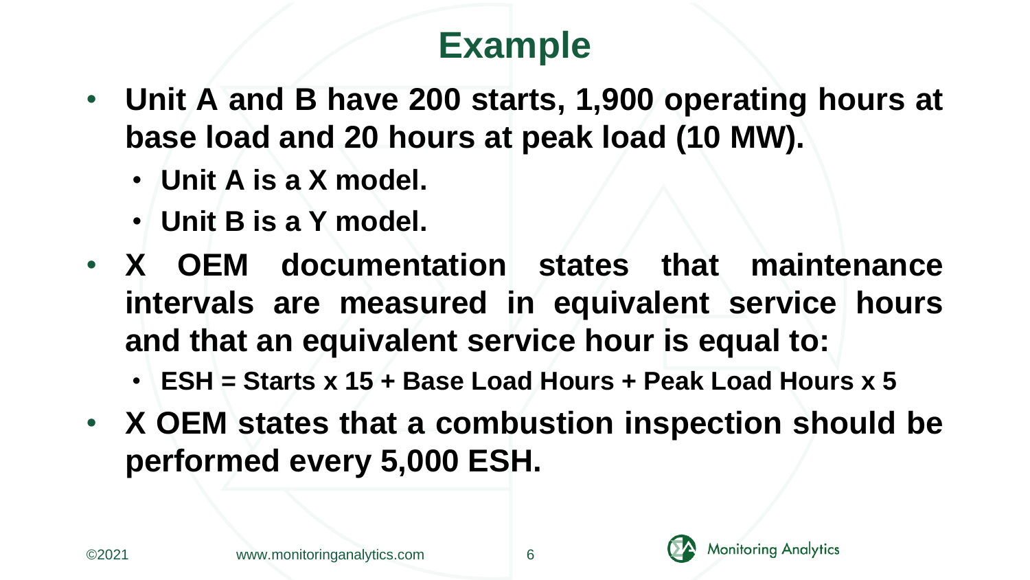# Example

- **Unit A and B have 200 starts, 1,900 operating hours at base load and 20 hours at peak load (10 MW).**
  - **Unit A is a X model.**
  - **Unit B is a Y model.**
- **X OEM documentation states that maintenance intervals are measured in equivalent service hours and that an equivalent service hour is equal to:**
  - **ESH = Starts x 15 + Base Load Hours + Peak Load Hours x 5**
- **X OEM states that a combustion inspection should be performed every 5,000 ESH.**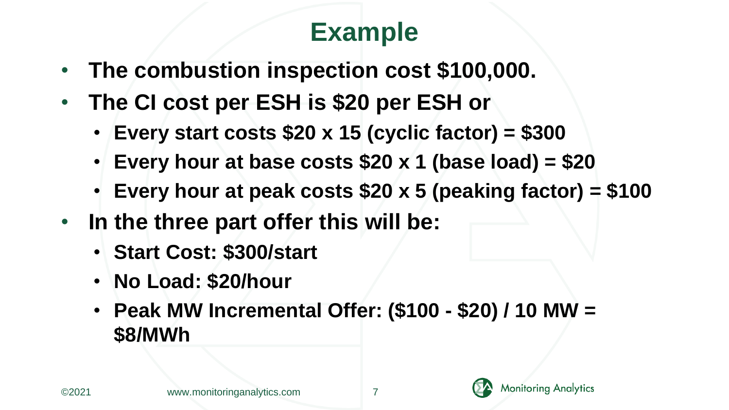# Example

- **The combustion inspection cost $100,000.**
- **The CI cost per ESH is $20 per ESH or**
  - **Every start costs $20 x 15 (cyclic factor) = $300**
  - **Every hour at base costs $20 x 1 (base load) = $20**
  - **Every hour at peak costs $20 x 5 (peaking factor) = $100**
- **In the three part offer this will be:**
  - **Start Cost: $300/start**
  - **No Load: $20/hour**
  - **Peak MW Incremental Offer: ($100 - $20) / 10 MW = $8/MWh**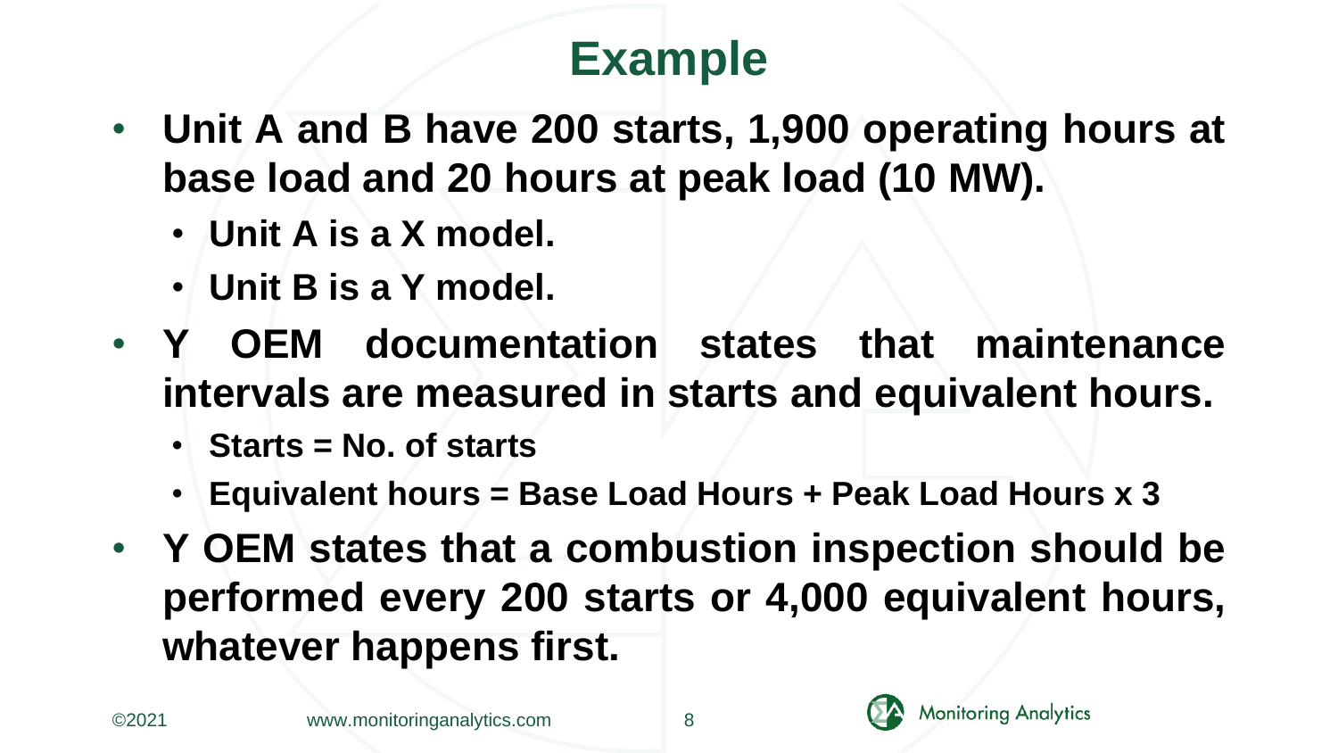# Example

- **Unit A and B have 200 starts, 1,900 operating hours at base load and 20 hours at peak load (10 MW).**
  - **Unit A is a X model.**
  - **Unit B is a Y model.**
- **Y OEM documentation states that maintenance intervals are measured in starts and equivalent hours.**
  - **Starts = No. of starts**
  - **Equivalent hours = Base Load Hours + Peak Load Hours x 3**
- **Y OEM states that a combustion inspection should be performed every 200 starts or 4,000 equivalent hours, whatever happens first.**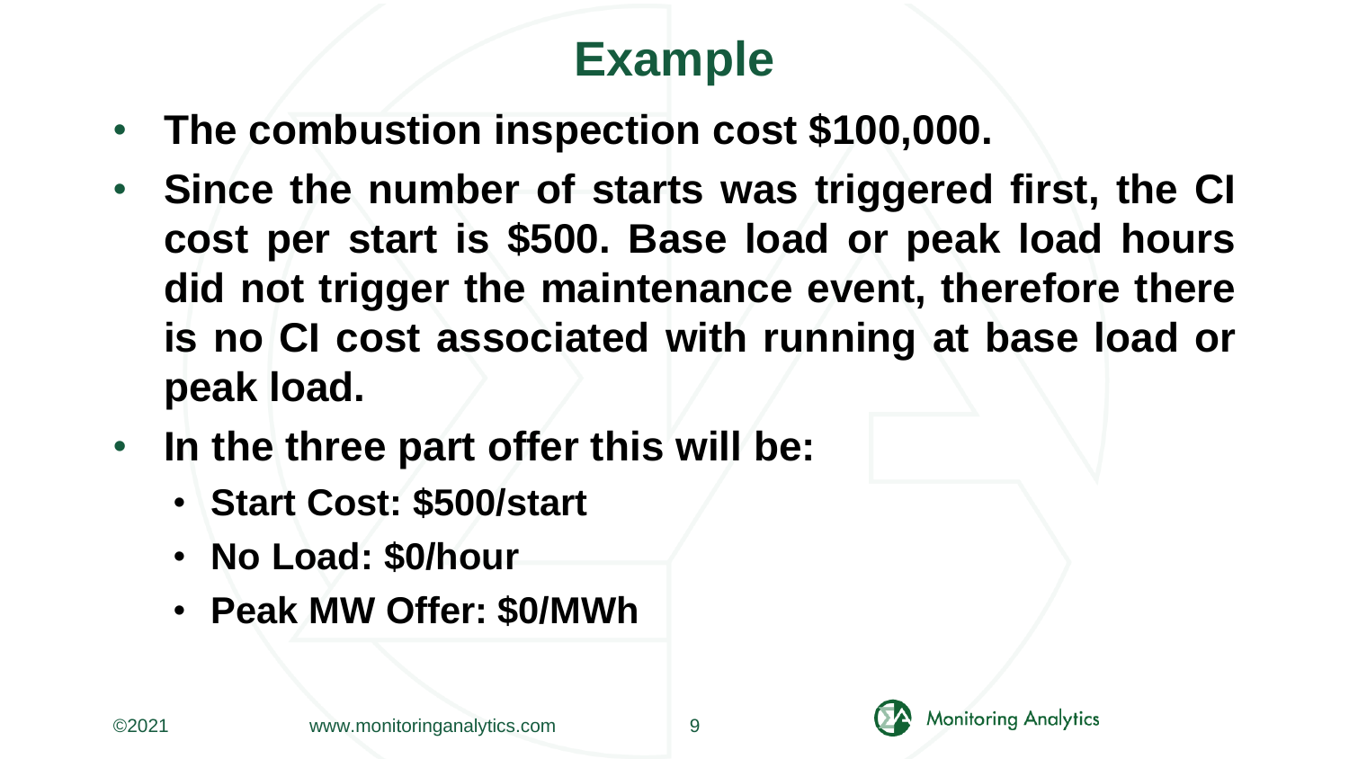# Example

- The combustion inspection cost $100,000.
- Since the number of starts was triggered first, the CI cost per start is $500. Base load or peak load hours did not trigger the maintenance event, therefore there is no CI cost associated with running at base load or peak load.
- In the three part offer this will be:
  - Start Cost: $500/start
  - No Load: $0/hour
  - Peak MW Offer: $0/MWh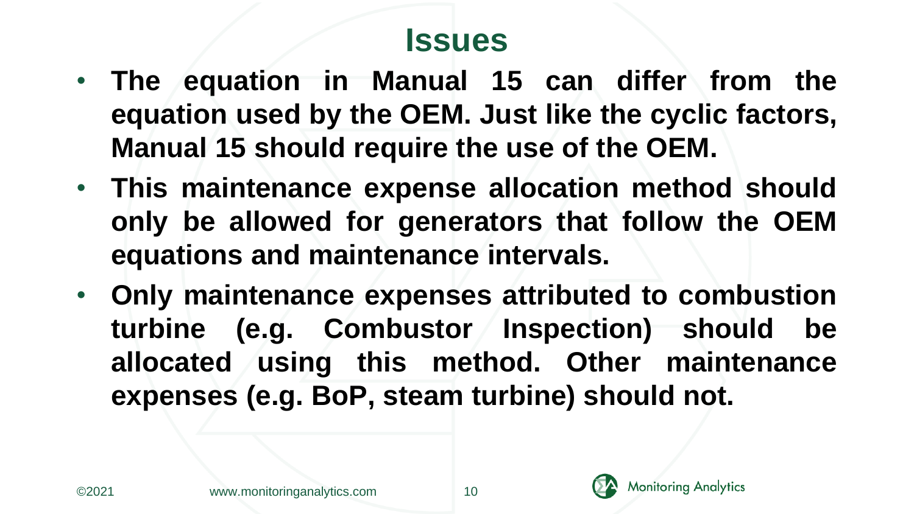# Issues

- **The equation in Manual 15 can differ from the equation used by the OEM. Just like the cyclic factors, Manual 15 should require the use of the OEM.**
- **This maintenance expense allocation method should only be allowed for generators that follow the OEM equations and maintenance intervals.**
- **Only maintenance expenses attributed to combustion turbine (e.g. Combustor Inspection) should be allocated using this method. Other maintenance expenses (e.g. BoP, steam turbine) should not.**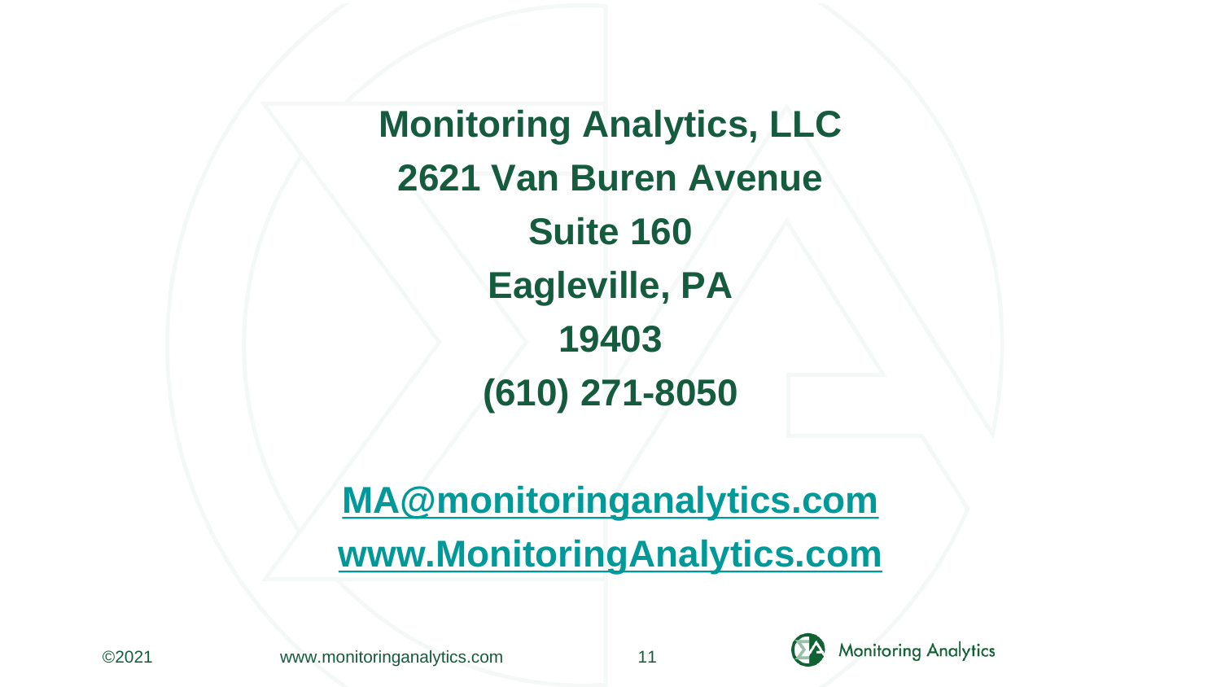**Monitoring Analytics, LLC**

**2621 Van Buren Avenue**

**Suite 160**

**Eagleville, PA**

**19403**

**(610) 271-8050**

**[MA@monitoringanalytics.com](mailto:MA@monitoringanalytics.com)**

**[www.MonitoringAnalytics.com](http://www.MonitoringAnalytics.com)**